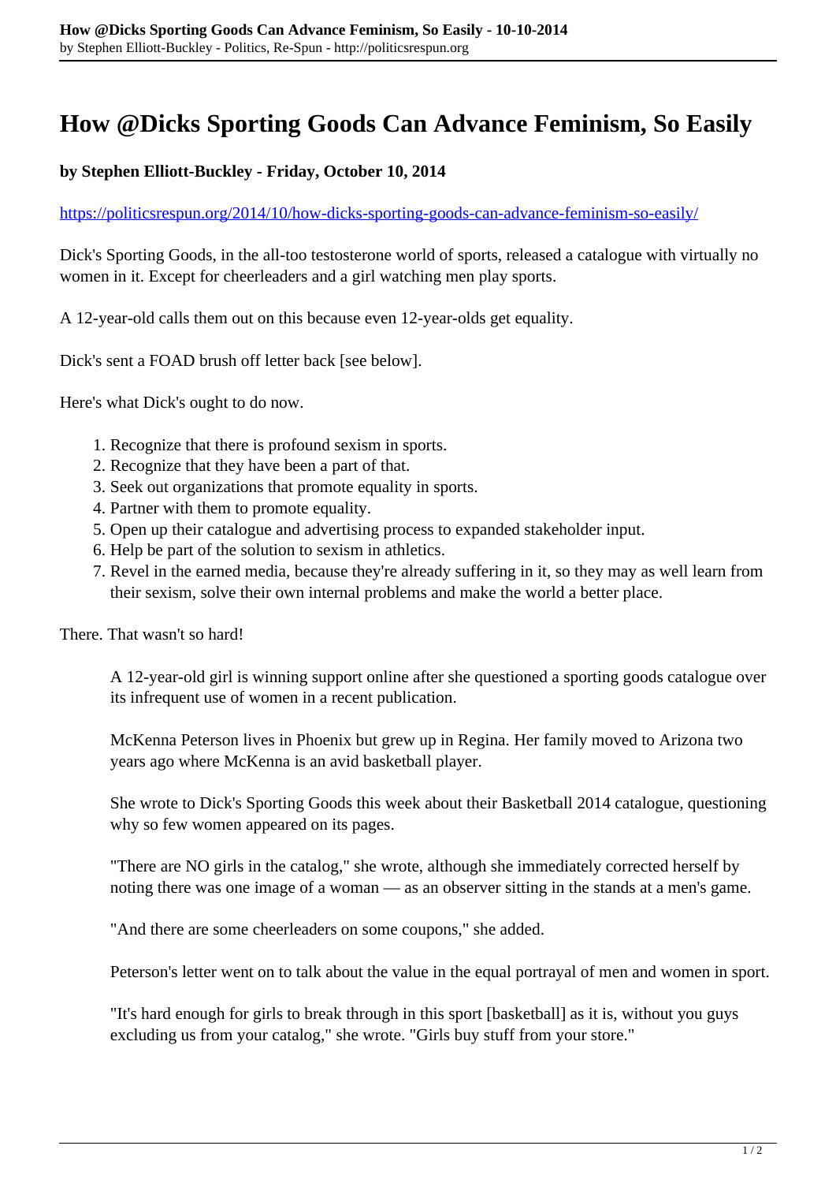# How @Dicks Sporting Goods Can Advance Feminism, So Easily

**by Stephen Elliott-Buckley - Friday, October 10, 2014**

https://politicsrespun.org/2014/10/how-dicks-sporting-goods-can-advance-feminism-so-easily/

Dick's Sporting Goods, in the all-too testosterone world of sports, released a catalogue with virtually no women in it. Except for cheerleaders and a girl watching men play sports.

A 12-year-old calls them out on this because even 12-year-olds get equality.

Dick's sent a FOAD brush off letter back [see below].

Here's what Dick's ought to do now.

1. Recognize that there is profound sexism in sports.
2. Recognize that they have been a part of that.
3. Seek out organizations that promote equality in sports.
4. Partner with them to promote equality.
5. Open up their catalogue and advertising process to expanded stakeholder input.
6. Help be part of the solution to sexism in athletics.
7. Revel in the earned media, because they're already suffering in it, so they may as well learn from their sexism, solve their own internal problems and make the world a better place.

There. That wasn't so hard!

> A 12-year-old girl is winning support online after she questioned a sporting goods catalogue over its infrequent use of women in a recent publication.
>
> McKenna Peterson lives in Phoenix but grew up in Regina. Her family moved to Arizona two years ago where McKenna is an avid basketball player.
>
> She wrote to Dick's Sporting Goods this week about their Basketball 2014 catalogue, questioning why so few women appeared on its pages.
>
> "There are NO girls in the catalog," she wrote, although she immediately corrected herself by noting there was one image of a woman — as an observer sitting in the stands at a men's game.
>
> "And there are some cheerleaders on some coupons," she added.
>
> Peterson's letter went on to talk about the value in the equal portrayal of men and women in sport.
>
> "It's hard enough for girls to break through in this sport [basketball] as it is, without you guys excluding us from your catalog," she wrote. "Girls buy stuff from your store."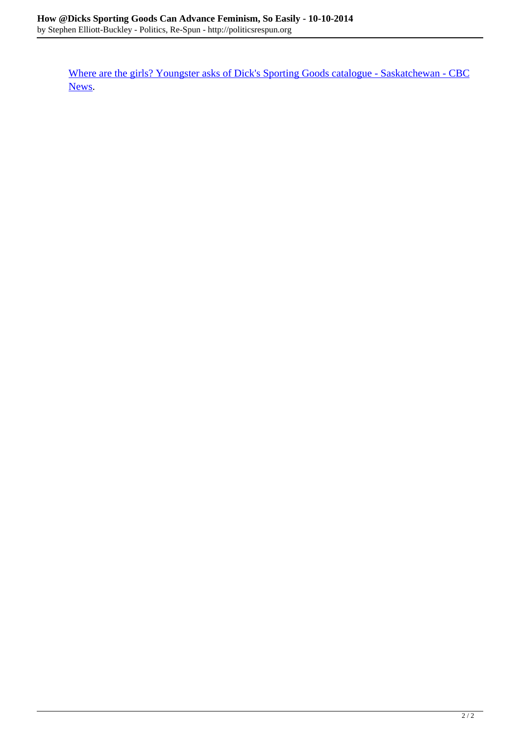[Where are the girls? Youngster asks of Dick's Sporting Goods catalogue - Saskatchewan - CBC News].